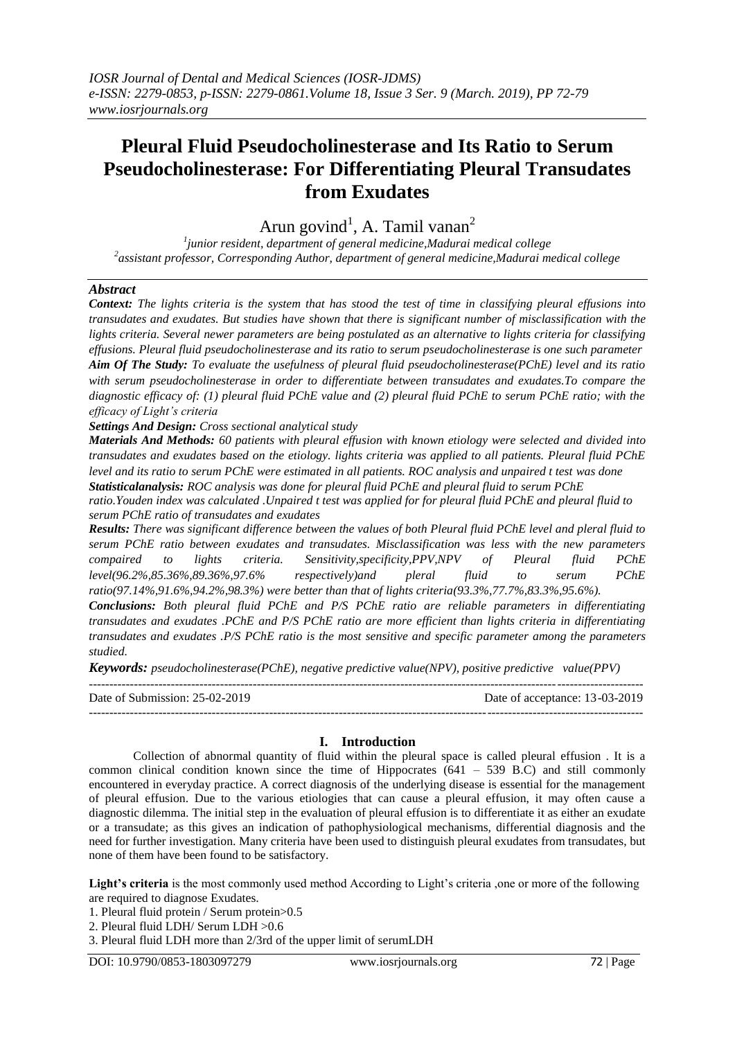# Pleural Fluid Pseudocholinesterase and Its Ratio to Serum Pseudocholinesterase: For Differentiating Pleural Transudates from Exudates

Arun govind[1], A. Tamil vanan[2]

[1]junior resident, department of general medicine,Madurai medical college
[2]assistant professor, Corresponding Author, department of general medicine,Madurai medical college

## *Abstract*

***Context:*** *The lights criteria is the system that has stood the test of time in classifying pleural effusions into transudates and exudates. But studies have shown that there is significant number of misclassification with the lights criteria. Several newer parameters are being postulated as an alternative to lights criteria for classifying effusions. Pleural fluid pseudocholinesterase and its ratio to serum pseudocholinesterase is one such parameter*

***Aim Of The Study:*** *To evaluate the usefulness of pleural fluid pseudocholinesterase(PChE) level and its ratio with serum pseudocholinesterase in order to differentiate between transudates and exudates.To compare the diagnostic efficacy of: (1) pleural fluid PChE value and (2) pleural fluid PChE to serum PChE ratio; with the efficacy of Light's criteria*

***Settings And Design:*** *Cross sectional analytical study*

***Materials And Methods:*** *60 patients with pleural effusion with known etiology were selected and divided into transudates and exudates based on the etiology. lights criteria was applied to all patients. Pleural fluid PChE level and its ratio to serum PChE were estimated in all patients. ROC analysis and unpaired t test was done*

***Statisticalanalysis:*** *ROC analysis was done for pleural fluid PChE and pleural fluid to serum PChE ratio.Youden index was calculated .Unpaired t test was applied for for pleural fluid PChE and pleural fluid to serum PChE ratio of transudates and exudates*

***Results:*** *There was significant difference between the values of both Pleural fluid PChE level and pleral fluid to serum PChE ratio between exudates and transudates. Misclassification was less with the new parameters compaired to lights criteria. Sensitivity,specificity,PPV,NPV of Pleural fluid PChE level(96.2%,85.36%,89.36%,97.6% respectively)and pleral fluid to serum PChE ratio(97.14%,91.6%,94.2%,98.3%) were better than that of lights criteria(93.3%,77.7%,83.3%,95.6%).*

***Conclusions:*** *Both pleural fluid PChE and P/S PChE ratio are reliable parameters in differentiating transudates and exudates .PChE and P/S PChE ratio are more efficient than lights criteria in differentiating transudates and exudates .P/S PChE ratio is the most sensitive and specific parameter among the parameters studied.*

***Keywords:*** *pseudocholinesterase(PChE), negative predictive value(NPV), positive predictive value(PPV)*

---

Date of Submission: 25-02-2019 Date of acceptance: 13-03-2019

---

## I. Introduction

Collection of abnormal quantity of fluid within the pleural space is called pleural effusion . It is a common clinical condition known since the time of Hippocrates (641 – 539 B.C) and still commonly encountered in everyday practice. A correct diagnosis of the underlying disease is essential for the management of pleural effusion. Due to the various etiologies that can cause a pleural effusion, it may often cause a diagnostic dilemma. The initial step in the evaluation of pleural effusion is to differentiate it as either an exudate or a transudate; as this gives an indication of pathophysiological mechanisms, differential diagnosis and the need for further investigation. Many criteria have been used to distinguish pleural exudates from transudates, but none of them have been found to be satisfactory.

**Light's criteria** is the most commonly used method According to Light's criteria ,one or more of the following are required to diagnose Exudates.

1. Pleural fluid protein / Serum protein>0.5
2. Pleural fluid LDH/ Serum LDH >0.6
3. Pleural fluid LDH more than 2/3rd of the upper limit of serumLDH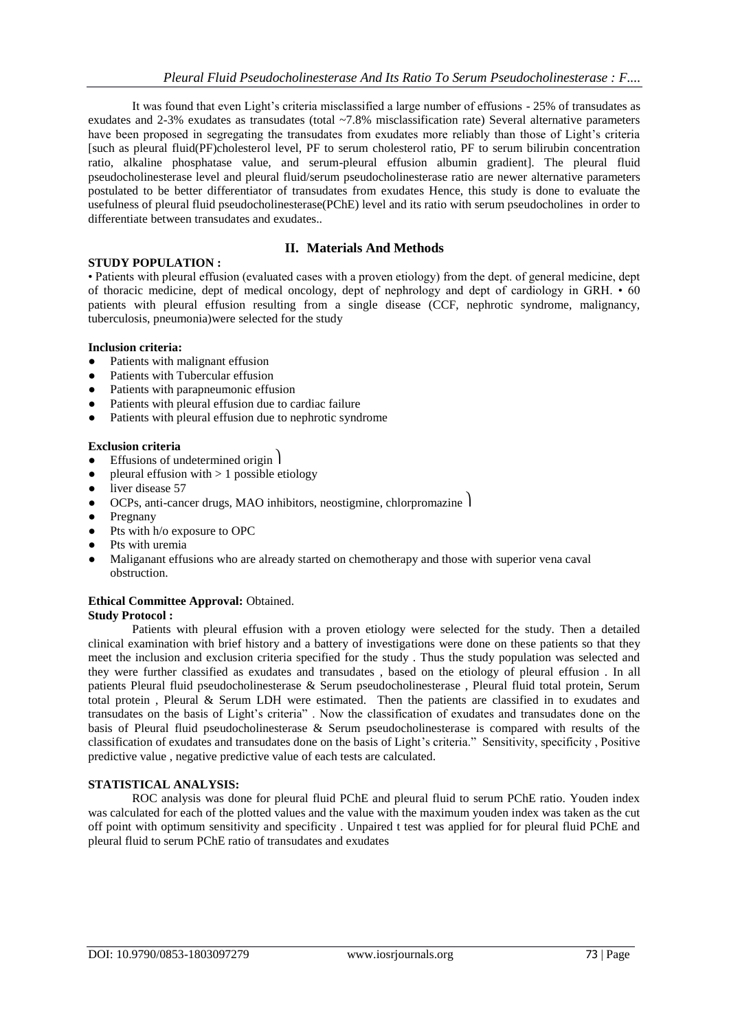It was found that even Light's criteria misclassified a large number of effusions - 25% of transudates as exudates and 2-3% exudates as transudates (total ~7.8% misclassification rate) Several alternative parameters have been proposed in segregating the transudates from exudates more reliably than those of Light's criteria [such as pleural fluid(PF)cholesterol level, PF to serum cholesterol ratio, PF to serum bilirubin concentration ratio, alkaline phosphatase value, and serum-pleural effusion albumin gradient]. The pleural fluid pseudocholinesterase level and pleural fluid/serum pseudocholinesterase ratio are newer alternative parameters postulated to be better differentiator of transudates from exudates Hence, this study is done to evaluate the usefulness of pleural fluid pseudocholinesterase(PChE) level and its ratio with serum pseudocholines in order to differentiate between transudates and exudates..

## II. Materials And Methods

**STUDY POPULATION :**

• Patients with pleural effusion (evaluated cases with a proven etiology) from the dept. of general medicine, dept of thoracic medicine, dept of medical oncology, dept of nephrology and dept of cardiology in GRH. • 60 patients with pleural effusion resulting from a single disease (CCF, nephrotic syndrome, malignancy, tuberculosis, pneumonia)were selected for the study

**Inclusion criteria:**

- Patients with malignant effusion
- Patients with Tubercular effusion
- Patients with parapneumonic effusion
- Patients with pleural effusion due to cardiac failure
- Patients with pleural effusion due to nephrotic syndrome

**Exclusion criteria**

- Effusions of undetermined origin
- pleural effusion with > 1 possible etiology
- liver disease 57
- OCPs, anti-cancer drugs, MAO inhibitors, neostigmine, chlorpromazine
- Pregnany
- Pts with h/o exposure to OPC
- Pts with uremia
- Maliganant effusions who are already started on chemotherapy and those with superior vena caval obstruction.

**Ethical Committee Approval:** Obtained.

**Study Protocol :**

Patients with pleural effusion with a proven etiology were selected for the study. Then a detailed clinical examination with brief history and a battery of investigations were done on these patients so that they meet the inclusion and exclusion criteria specified for the study . Thus the study population was selected and they were further classified as exudates and transudates , based on the etiology of pleural effusion . In all patients Pleural fluid pseudocholinesterase & Serum pseudocholinesterase , Pleural fluid total protein, Serum total protein , Pleural & Serum LDH were estimated. Then the patients are classified in to exudates and transudates on the basis of Light's criteria" . Now the classification of exudates and transudates done on the basis of Pleural fluid pseudocholinesterase & Serum pseudocholinesterase is compared with results of the classification of exudates and transudates done on the basis of Light's criteria." Sensitivity, specificity , Positive predictive value , negative predictive value of each tests are calculated.

**STATISTICAL ANALYSIS:**

ROC analysis was done for pleural fluid PChE and pleural fluid to serum PChE ratio. Youden index was calculated for each of the plotted values and the value with the maximum youden index was taken as the cut off point with optimum sensitivity and specificity . Unpaired t test was applied for for pleural fluid PChE and pleural fluid to serum PChE ratio of transudates and exudates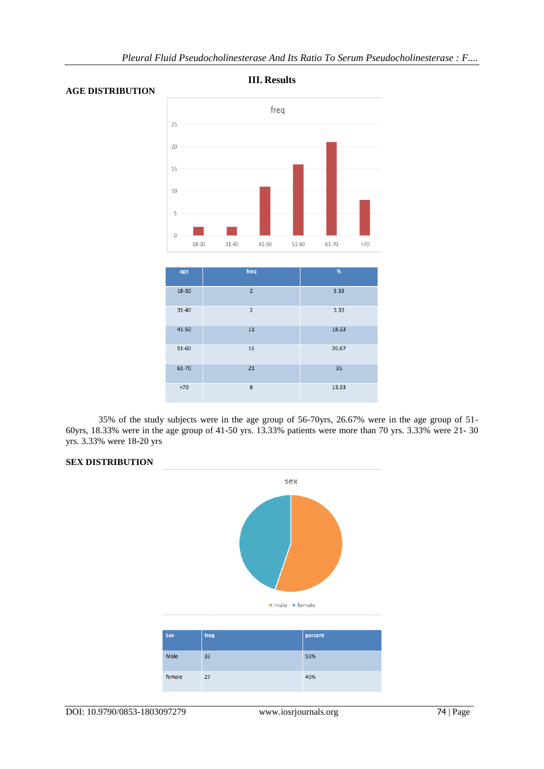## III. Results

### AGE DISTRIBUTION

| age | freq | % |
|---|---|---|
| 18-30 | 2 | 3.33 |
| 31-40 | 2 | 3.33 |
| 41-50 | 11 | 18.33 |
| 51-60 | 16 | 26.67 |
| 61-70 | 21 | 35 |
| >70 | 8 | 13.33 |

35% of the study subjects were in the age group of 56-70yrs, 26.67% were in the age group of 51-60yrs, 18.33% were in the age group of 41-50 yrs. 13.33% patients were more than 70 yrs. 3.33% were 21- 30 yrs. 3.33% were 18-20 yrs

### SEX DISTRIBUTION

| Sex | freq | percent |
|---|---|---|
| Male | 33 | 55% |
| female | 27 | 45% |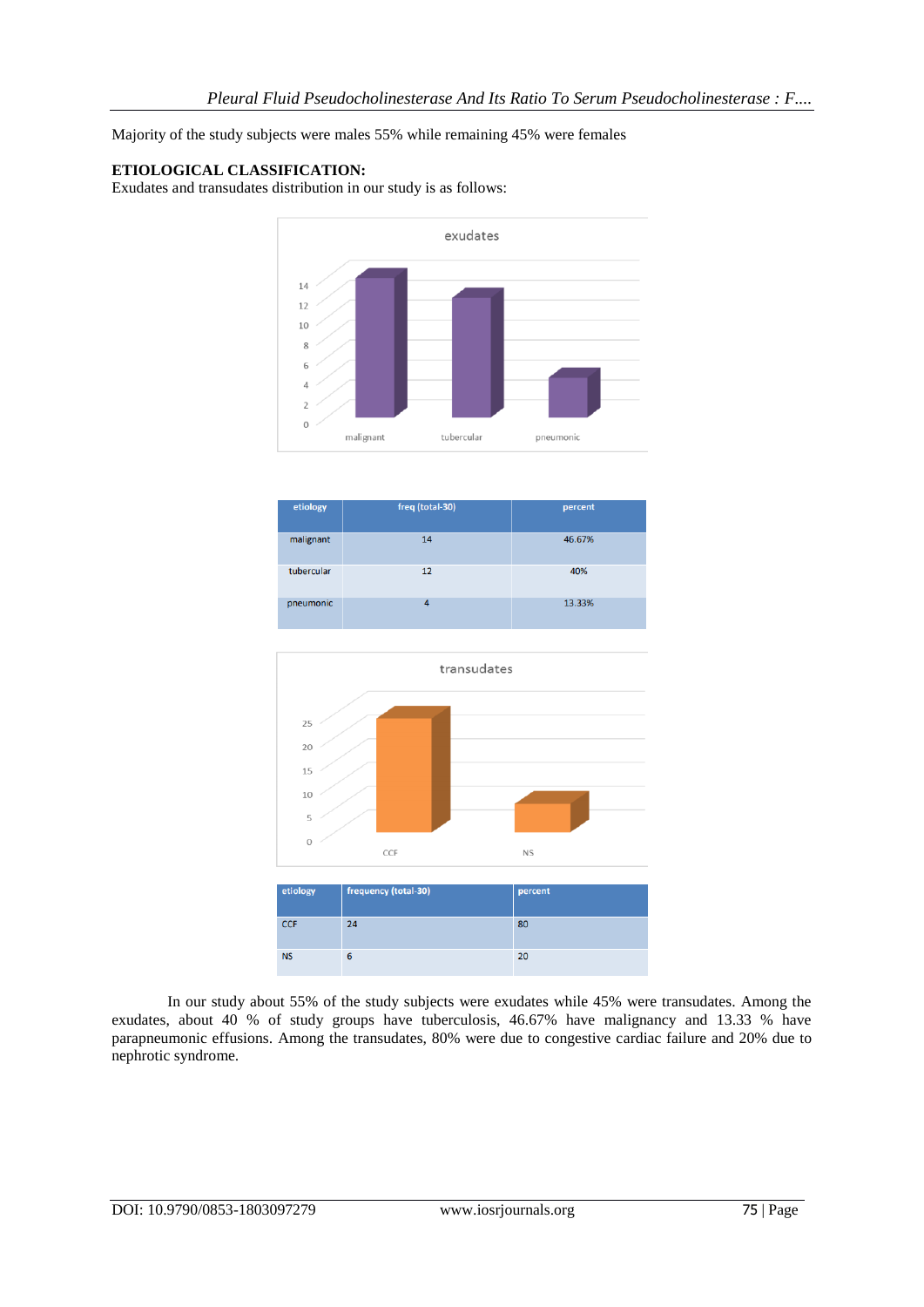Majority of the study subjects were males 55% while remaining 45% were females

**ETIOLOGICAL CLASSIFICATION:**

Exudates and transudates distribution in our study is as follows:

| etiology | freq (total-30) | percent |
|---|---|---|
| malignant | 14 | 46.67% |
| tubercular | 12 | 40% |
| pneumonic | 4 | 13.33% |

| etiology | frequency (total-30) | percent |
|---|---|---|
| CCF | 24 | 80 |
| NS | 6 | 20 |

In our study about 55% of the study subjects were exudates while 45% were transudates. Among the exudates, about 40 % of study groups have tuberculosis, 46.67% have malignancy and 13.33 % have parapneumonic effusions. Among the transudates, 80% were due to congestive cardiac failure and 20% due to nephrotic syndrome.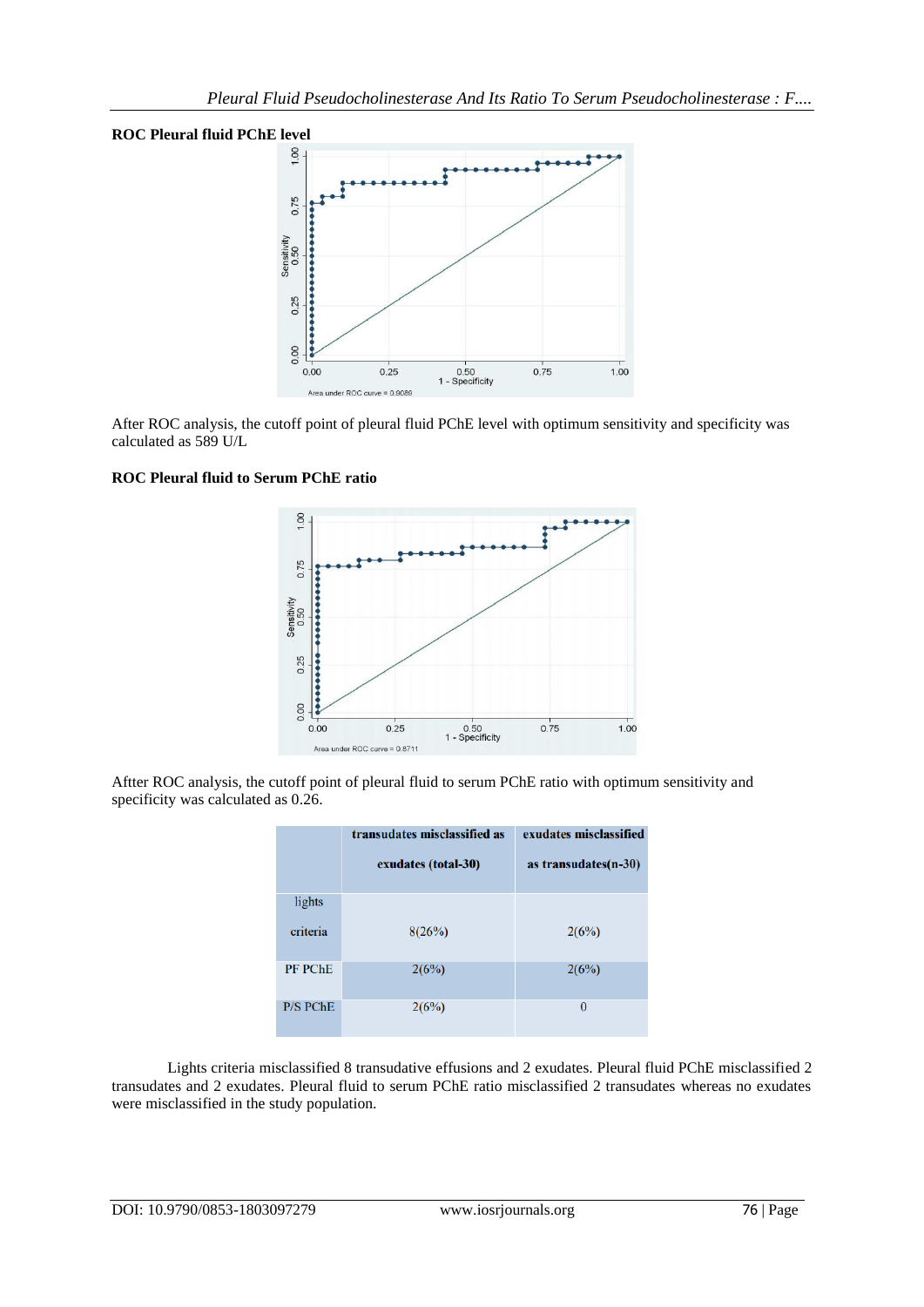**ROC Pleural fluid PChE level**

After ROC analysis, the cutoff point of pleural fluid PChE level with optimum sensitivity and specificity was calculated as 589 U/L

**ROC Pleural fluid to Serum PChE ratio**

Aftter ROC analysis, the cutoff point of pleural fluid to serum PChE ratio with optimum sensitivity and specificity was calculated as 0.26.

| | transudates misclassified as exudates (total-30) | exudates misclassified as transudates(n-30) |
|---|---|---|
| lights criteria | 8(26%) | 2(6%) |
| PF PChE | 2(6%) | 2(6%) |
| P/S PChE | 2(6%) | 0 |

Lights criteria misclassified 8 transudative effusions and 2 exudates. Pleural fluid PChE misclassified 2 transudates and 2 exudates. Pleural fluid to serum PChE ratio misclassified 2 transudates whereas no exudates were misclassified in the study population.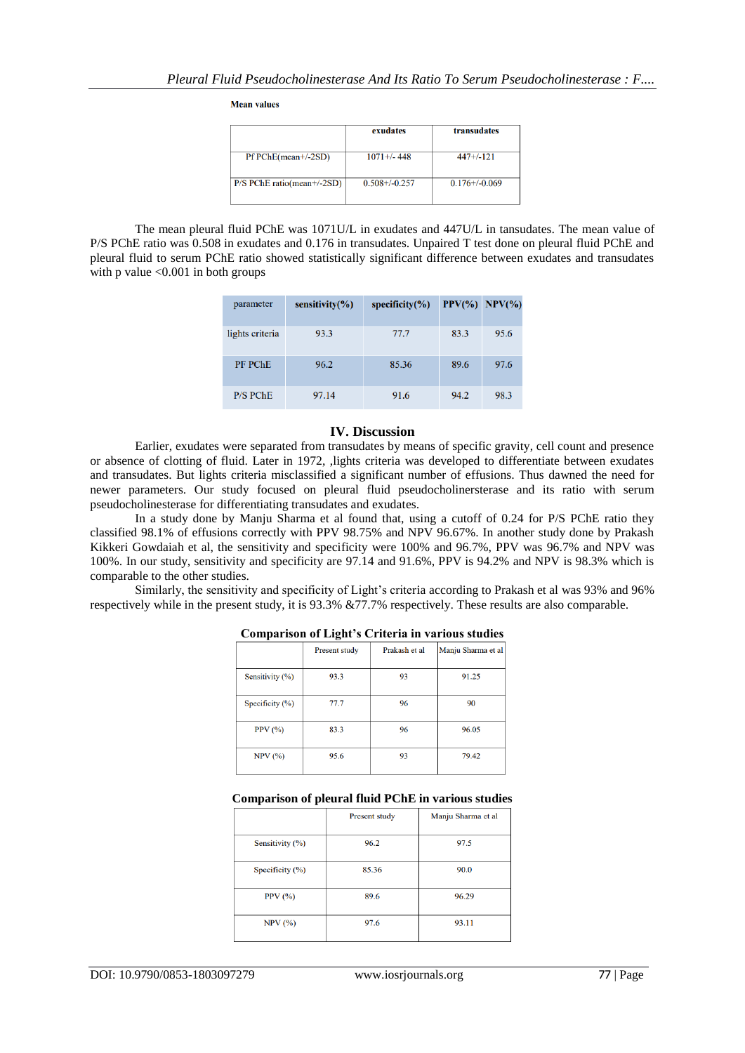**Mean values**

| | exudates | transudates |
|---|---|---|
| Pf PChE(mean+/-2SD) | 1071+/- 448 | 447+/-121 |
| P/S PChE ratio(mean+/-2SD) | 0.508+/-0.257 | 0.176+/-0.069 |

The mean pleural fluid PChE was 1071U/L in exudates and 447U/L in tansudates. The mean value of P/S PChE ratio was 0.508 in exudates and 0.176 in transudates. Unpaired T test done on pleural fluid PChE and pleural fluid to serum PChE ratio showed statistically significant difference between exudates and transudates with p value <0.001 in both groups

| parameter | sensitivity(%) | specificity(%) | PPV(%) | NPV(%) |
|---|---|---|---|---|
| lights criteria | 93.3 | 77.7 | 83.3 | 95.6 |
| PF PChE | 96.2 | 85.36 | 89.6 | 97.6 |
| P/S PChE | 97.14 | 91.6 | 94.2 | 98.3 |

## IV. Discussion

Earlier, exudates were separated from transudates by means of specific gravity, cell count and presence or absence of clotting of fluid. Later in 1972, ,lights criteria was developed to differentiate between exudates and transudates. But lights criteria misclassified a significant number of effusions. Thus dawned the need for newer parameters. Our study focused on pleural fluid pseudocholinersterase and its ratio with serum pseudocholinesterase for differentiating transudates and exudates.

In a study done by Manju Sharma et al found that, using a cutoff of 0.24 for P/S PChE ratio they classified 98.1% of effusions correctly with PPV 98.75% and NPV 96.67%. In another study done by Prakash Kikkeri Gowdaiah et al, the sensitivity and specificity were 100% and 96.7%, PPV was 96.7% and NPV was 100%. In our study, sensitivity and specificity are 97.14 and 91.6%, PPV is 94.2% and NPV is 98.3% which is comparable to the other studies.

Similarly, the sensitivity and specificity of Light's criteria according to Prakash et al was 93% and 96% respectively while in the present study, it is 93.3% &77.7% respectively. These results are also comparable.

**Comparison of Light's Criteria in various studies**

| | Present study | Prakash et al | Manju Sharma et al |
|---|---|---|---|
| Sensitivity (%) | 93.3 | 93 | 91.25 |
| Specificity (%) | 77.7 | 96 | 90 |
| PPV (%) | 83.3 | 96 | 96.05 |
| NPV (%) | 95.6 | 93 | 79.42 |

**Comparison of pleural fluid PChE in various studies**

| | Present study | Manju Sharma et al |
|---|---|---|
| Sensitivity (%) | 96.2 | 97.5 |
| Specificity (%) | 85.36 | 90.0 |
| PPV (%) | 89.6 | 96.29 |
| NPV (%) | 97.6 | 93.11 |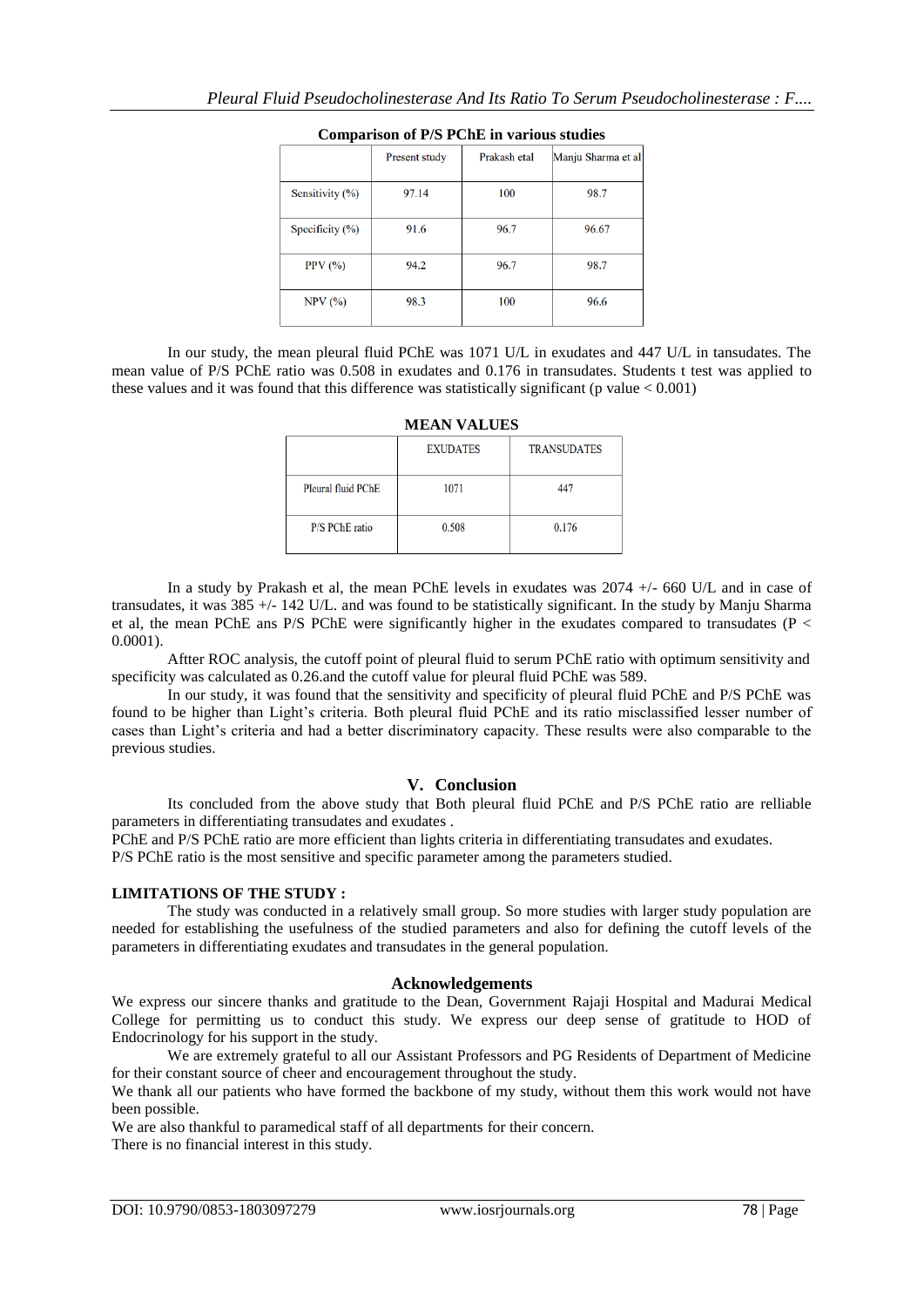**Comparison of P/S PChE in various studies**

| | Present study | Prakash etal | Manju Sharma et al |
|---|---|---|---|
| Sensitivity (%) | 97.14 | 100 | 98.7 |
| Specificity (%) | 91.6 | 96.7 | 96.67 |
| PPV (%) | 94.2 | 96.7 | 98.7 |
| NPV (%) | 98.3 | 100 | 96.6 |

In our study, the mean pleural fluid PChE was 1071 U/L in exudates and 447 U/L in tansudates. The mean value of P/S PChE ratio was 0.508 in exudates and 0.176 in transudates. Students t test was applied to these values and it was found that this difference was statistically significant (p value $< 0.001$)

**MEAN VALUES**

| | EXUDATES | TRANSUDATES |
|---|---|---|
| Pleural fluid PChE | 1071 | 447 |
| P/S PChE ratio | 0.508 | 0.176 |

In a study by Prakash et al, the mean PChE levels in exudates was 2074 +/- 660 U/L and in case of transudates, it was 385 +/- 142 U/L. and was found to be statistically significant. In the study by Manju Sharma et al, the mean PChE ans P/S PChE were significantly higher in the exudates compared to transudates ($P < 0.0001$).

Aftter ROC analysis, the cutoff point of pleural fluid to serum PChE ratio with optimum sensitivity and specificity was calculated as 0.26.and the cutoff value for pleural fluid PChE was 589.

In our study, it was found that the sensitivity and specificity of pleural fluid PChE and P/S PChE was found to be higher than Light's criteria. Both pleural fluid PChE and its ratio misclassified lesser number of cases than Light's criteria and had a better discriminatory capacity. These results were also comparable to the previous studies.

## V. Conclusion

Its concluded from the above study that Both pleural fluid PChE and P/S PChE ratio are relliable parameters in differentiating transudates and exudates .

PChE and P/S PChE ratio are more efficient than lights criteria in differentiating transudates and exudates.

P/S PChE ratio is the most sensitive and specific parameter among the parameters studied.

**LIMITATIONS OF THE STUDY :**

The study was conducted in a relatively small group. So more studies with larger study population are needed for establishing the usefulness of the studied parameters and also for defining the cutoff levels of the parameters in differentiating exudates and transudates in the general population.

## Acknowledgements

We express our sincere thanks and gratitude to the Dean, Government Rajaji Hospital and Madurai Medical College for permitting us to conduct this study. We express our deep sense of gratitude to HOD of Endocrinology for his support in the study.

We are extremely grateful to all our Assistant Professors and PG Residents of Department of Medicine for their constant source of cheer and encouragement throughout the study.

We thank all our patients who have formed the backbone of my study, without them this work would not have been possible.

We are also thankful to paramedical staff of all departments for their concern.

There is no financial interest in this study.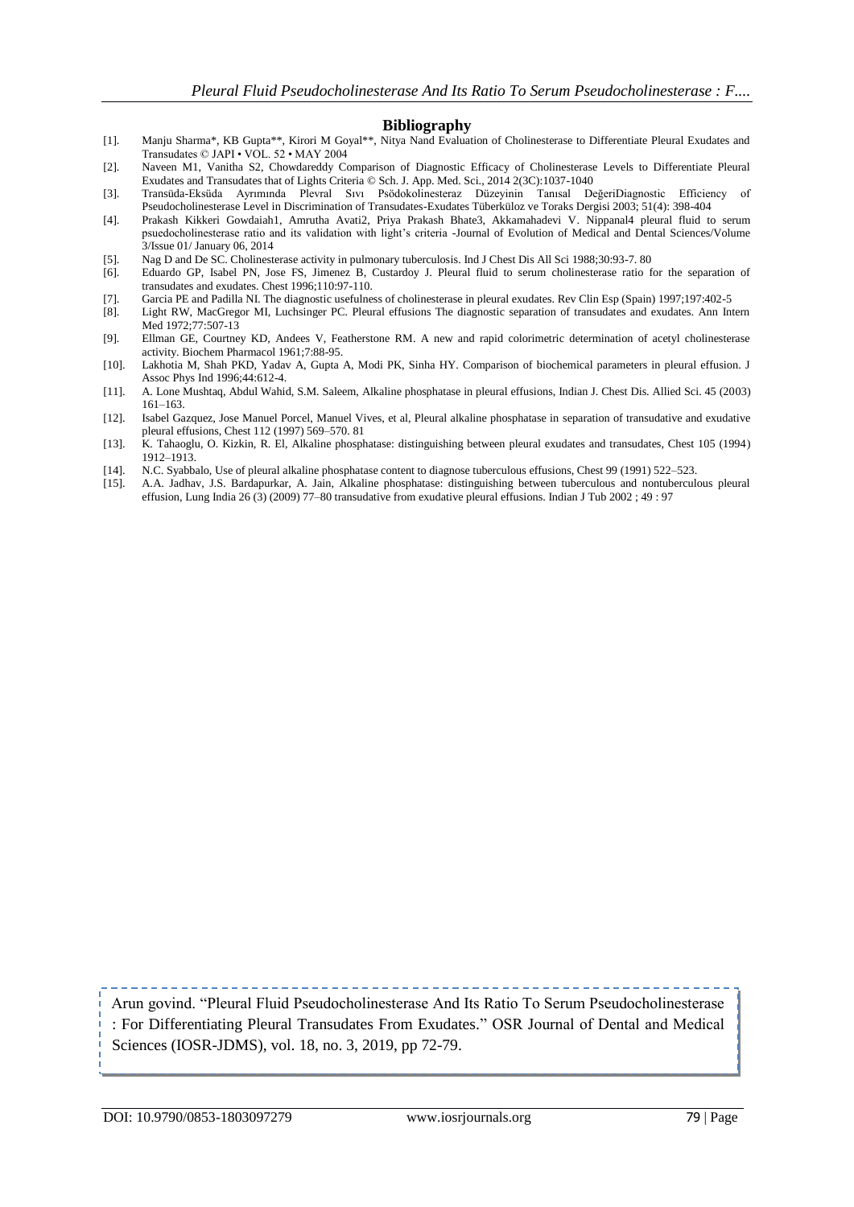## Bibliography

[1]. Manju Sharma*, KB Gupta**, Kirori M Goyal**, Nitya Nand Evaluation of Cholinesterase to Differentiate Pleural Exudates and Transudates © JAPI • VOL. 52 • MAY 2004

[2]. Naveen M1, Vanitha S2, Chowdareddy Comparison of Diagnostic Efficacy of Cholinesterase Levels to Differentiate Pleural Exudates and Transudates that of Lights Criteria © Sch. J. App. Med. Sci., 2014 2(3C):1037-1040

[3]. Transüda-Eksüda Ayrımında Plevral Sıvı Psödokolinesteraz Düzeyinin Tanısal DeğeriDiagnostic Efficiency of Pseudocholinesterase Level in Discrimination of Transudates-Exudates Tüberküloz ve Toraks Dergisi 2003; 51(4): 398-404

[4]. Prakash Kikkeri Gowdaiah1, Amrutha Avati2, Priya Prakash Bhate3, Akkamahadevi V. Nippanal4 pleural fluid to serum psuedocholinesterase ratio and its validation with light's criteria -Journal of Evolution of Medical and Dental Sciences/Volume 3/Issue 01/ January 06, 2014

[5]. Nag D and De SC. Cholinesterase activity in pulmonary tuberculosis. Ind J Chest Dis All Sci 1988;30:93-7. 80

[6]. Eduardo GP, Isabel PN, Jose FS, Jimenez B, Custardoy J. Pleural fluid to serum cholinesterase ratio for the separation of transudates and exudates. Chest 1996;110:97-110.

[7]. Garcia PE and Padilla NI. The diagnostic usefulness of cholinesterase in pleural exudates. Rev Clin Esp (Spain) 1997;197:402-5

[8]. Light RW, MacGregor MI, Luchsinger PC. Pleural effusions The diagnostic separation of transudates and exudates. Ann Intern Med 1972;77:507-13

[9]. Ellman GE, Courtney KD, Andees V, Featherstone RM. A new and rapid colorimetric determination of acetyl cholinesterase activity. Biochem Pharmacol 1961;7:88-95.

[10]. Lakhotia M, Shah PKD, Yadav A, Gupta A, Modi PK, Sinha HY. Comparison of biochemical parameters in pleural effusion. J Assoc Phys Ind 1996;44:612-4.

[11]. A. Lone Mushtaq, Abdul Wahid, S.M. Saleem, Alkaline phosphatase in pleural effusions, Indian J. Chest Dis. Allied Sci. 45 (2003) 161–163.

[12]. Isabel Gazquez, Jose Manuel Porcel, Manuel Vives, et al, Pleural alkaline phosphatase in separation of transudative and exudative pleural effusions, Chest 112 (1997) 569–570. 81

[13]. K. Tahaoglu, O. Kizkin, R. El, Alkaline phosphatase: distinguishing between pleural exudates and transudates, Chest 105 (1994) 1912–1913.

[14]. N.C. Syabbalo, Use of pleural alkaline phosphatase content to diagnose tuberculous effusions, Chest 99 (1991) 522–523.

[15]. A.A. Jadhav, J.S. Bardapurkar, A. Jain, Alkaline phosphatase: distinguishing between tuberculous and nontuberculous pleural effusion, Lung India 26 (3) (2009) 77–80 transudative from exudative pleural effusions. Indian J Tub 2002 ; 49 : 97

Arun govind. "Pleural Fluid Pseudocholinesterase And Its Ratio To Serum Pseudocholinesterase : For Differentiating Pleural Transudates From Exudates." OSR Journal of Dental and Medical Sciences (IOSR-JDMS), vol. 18, no. 3, 2019, pp 72-79.